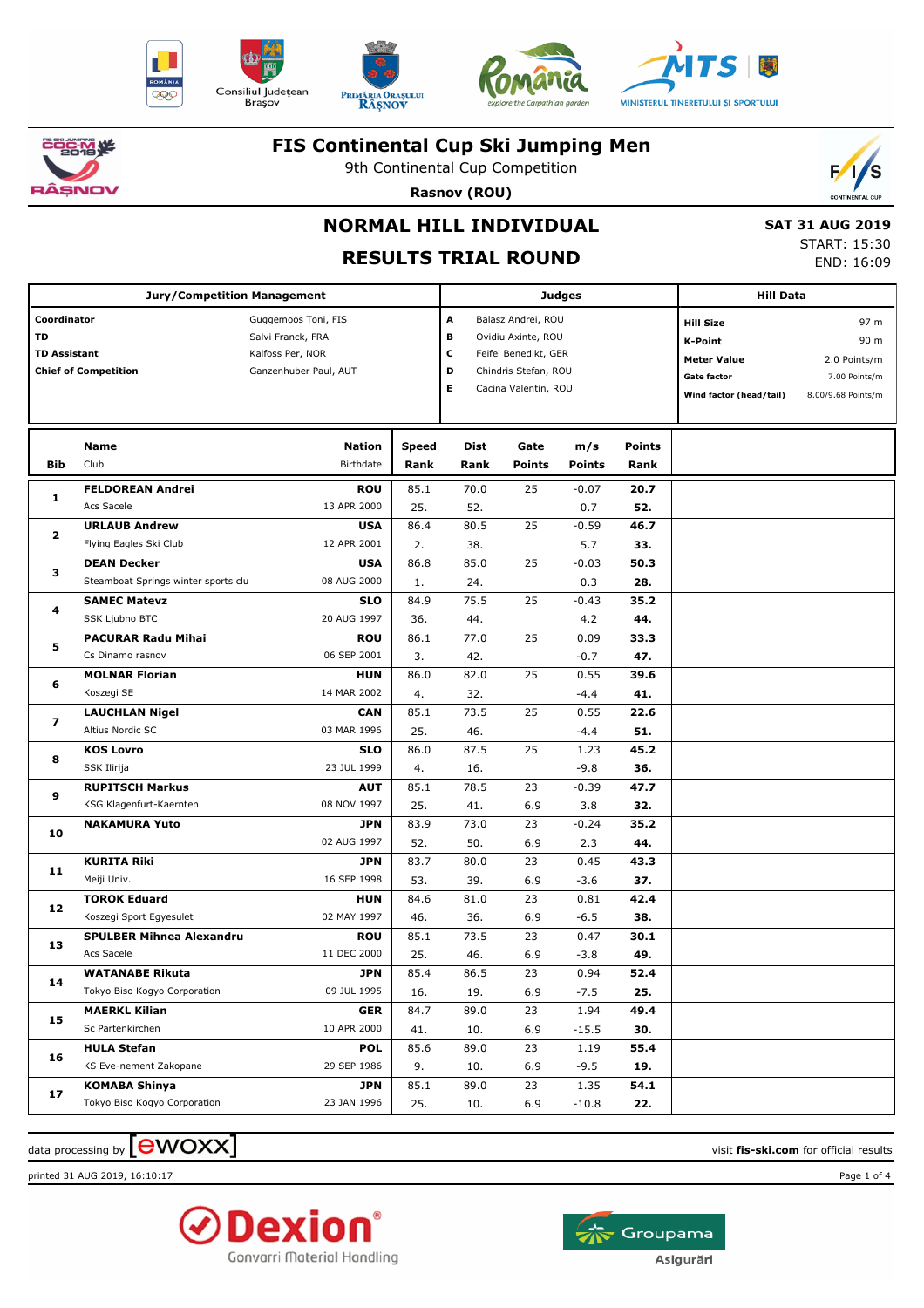# FIS Continental Cup Ski Jumping Men

9th Continental Cup Competition

**Rasnov (ROU)**

## NORMAL HILL INDIVIDUAL

## RESULTS TRIAL ROUND

**SAT 31 AUG 2019**
START: 15:30
END: 16:09

| Jury/Competition Management | | Judges | | Hill Data | |
|---|---|---|---|---|---|
| **Coordinator** | Guggemoos Toni, FIS | **A** | Balasz Andrei, ROU | **Hill Size** | 97 m |
| **TD** | Salvi Franck, FRA | **B** | Ovidiu Axinte, ROU | **K-Point** | 90 m |
| **TD Assistant** | Kalfoss Per, NOR | **C** | Feifel Benedikt, GER | **Meter Value** | 2.0 Points/m |
| **Chief of Competition** | Ganzenhuber Paul, AUT | **D** | Chindris Stefan, ROU | **Gate factor** | 7.00 Points/m |
| | | **E** | Cacina Valentin, ROU | **Wind factor (head/tail)** | 8.00/9.68 Points/m |

| Bib | Name / Club | Nation / Birthdate | Speed / Rank | Dist / Rank | Gate / Gate Points | m/s / Points | Points / Rank |
|---|---|---|---|---|---|---|---|
| 1 | **FELDOREAN Andrei** | **ROU** | 85.1 | 70.0 | 25 | -0.07 | **20.7** |
| | Acs Sacele | 13 APR 2000 | 25. | 52. | | 0.7 | **52.** |
| 2 | **URLAUB Andrew** | **USA** | 86.4 | 80.5 | 25 | -0.59 | **46.7** |
| | Flying Eagles Ski Club | 12 APR 2001 | 2. | 38. | | 5.7 | **33.** |
| 3 | **DEAN Decker** | **USA** | 86.8 | 85.0 | 25 | -0.03 | **50.3** |
| | Steamboat Springs winter sports clu | 08 AUG 2000 | 1. | 24. | | 0.3 | **28.** |
| 4 | **SAMEC Matevz** | **SLO** | 84.9 | 75.5 | 25 | -0.43 | **35.2** |
| | SSK Ljubno BTC | 20 AUG 1997 | 36. | 44. | | 4.2 | **44.** |
| 5 | **PACURAR Radu Mihai** | **ROU** | 86.1 | 77.0 | 25 | 0.09 | **33.3** |
| | Cs Dinamo rasnov | 06 SEP 2001 | 3. | 42. | | -0.7 | **47.** |
| 6 | **MOLNAR Florian** | **HUN** | 86.0 | 82.0 | 25 | 0.55 | **39.6** |
| | Koszegi SE | 14 MAR 2002 | 4. | 32. | | -4.4 | **41.** |
| 7 | **LAUCHLAN Nigel** | **CAN** | 85.1 | 73.5 | 25 | 0.55 | **22.6** |
| | Altius Nordic SC | 03 MAR 1996 | 25. | 46. | | -4.4 | **51.** |
| 8 | **KOS Lovro** | **SLO** | 86.0 | 87.5 | 25 | 1.23 | **45.2** |
| | SSK Ilirija | 23 JUL 1999 | 4. | 16. | | -9.8 | **36.** |
| 9 | **RUPITSCH Markus** | **AUT** | 85.1 | 78.5 | 23 | -0.39 | **47.7** |
| | KSG Klagenfurt-Kaernten | 08 NOV 1997 | 25. | 41. | 6.9 | 3.8 | **32.** |
| 10 | **NAKAMURA Yuto** | **JPN** | 83.9 | 73.0 | 23 | -0.24 | **35.2** |
| | | 02 AUG 1997 | 52. | 50. | 6.9 | 2.3 | **44.** |
| 11 | **KURITA Riki** | **JPN** | 83.7 | 80.0 | 23 | 0.45 | **43.3** |
| | Meiji Univ. | 16 SEP 1998 | 53. | 39. | 6.9 | -3.6 | **37.** |
| 12 | **TOROK Eduard** | **HUN** | 84.6 | 81.0 | 23 | 0.81 | **42.4** |
| | Koszegi Sport Egyesulet | 02 MAY 1997 | 46. | 36. | 6.9 | -6.5 | **38.** |
| 13 | **SPULBER Mihnea Alexandru** | **ROU** | 85.1 | 73.5 | 23 | 0.47 | **30.1** |
| | Acs Sacele | 11 DEC 2000 | 25. | 46. | 6.9 | -3.8 | **49.** |
| 14 | **WATANABE Rikuta** | **JPN** | 85.4 | 86.5 | 23 | 0.94 | **52.4** |
| | Tokyo Biso Kogyo Corporation | 09 JUL 1995 | 16. | 19. | 6.9 | -7.5 | **25.** |
| 15 | **MAERKL Kilian** | **GER** | 84.7 | 89.0 | 23 | 1.94 | **49.4** |
| | Sc Partenkirchen | 10 APR 2000 | 41. | 10. | 6.9 | -15.5 | **30.** |
| 16 | **HULA Stefan** | **POL** | 85.6 | 89.0 | 23 | 1.19 | **55.4** |
| | KS Eve-nement Zakopane | 29 SEP 1986 | 9. | 10. | 6.9 | -9.5 | **19.** |
| 17 | **KOMABA Shinya** | **JPN** | 85.1 | 89.0 | 23 | 1.35 | **54.1** |
| | Tokyo Biso Kogyo Corporation | 23 JAN 1996 | 25. | 10. | 6.9 | -10.8 | **22.** |

data processing by ewoxx — visit **fis-ski.com** for official results

printed 31 AUG 2019, 16:10:17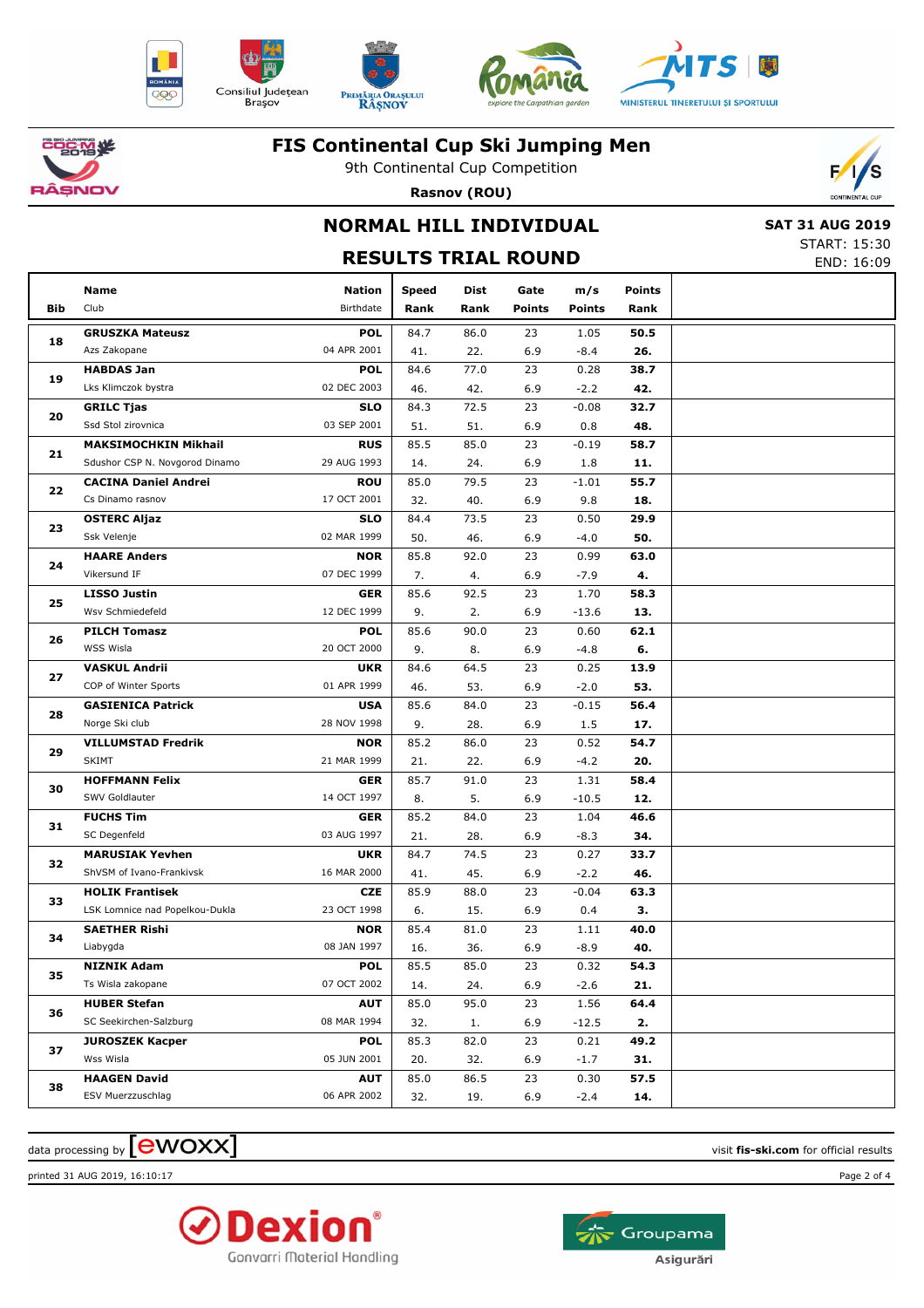# FIS Continental Cup Ski Jumping Men

9th Continental Cup Competition

**Rasnov (ROU)**

## NORMAL HILL INDIVIDUAL

## RESULTS TRIAL ROUND

**SAT 31 AUG 2019**
START: 15:30
END: 16:09

| Bib | Name / Club | Nation / Birthdate | Speed / Rank | Dist / Rank | Gate / Points | m/s / Points | Points / Rank |
|---|---|---|---|---|---|---|---|
| 18 | **GRUSZKA Mateusz**<br>Azs Zakopane | **POL**<br>04 APR 2001 | 84.7<br>41. | 86.0<br>22. | 23<br>6.9 | 1.05<br>-8.4 | **50.5**<br>**26.** |
| 19 | **HABDAS Jan**<br>Lks Klimczok bystra | **POL**<br>02 DEC 2003 | 84.6<br>46. | 77.0<br>42. | 23<br>6.9 | 0.28<br>-2.2 | **38.7**<br>**42.** |
| 20 | **GRILC Tjas**<br>Ssd Stol zirovnica | **SLO**<br>03 SEP 2001 | 84.3<br>51. | 72.5<br>51. | 23<br>6.9 | -0.08<br>0.8 | **32.7**<br>**48.** |
| 21 | **MAKSIMOCHKIN Mikhail**<br>Sdushor CSP N. Novgorod Dinamo | **RUS**<br>29 AUG 1993 | 85.5<br>14. | 85.0<br>24. | 23<br>6.9 | -0.19<br>1.8 | **58.7**<br>**11.** |
| 22 | **CACINA Daniel Andrei**<br>Cs Dinamo rasnov | **ROU**<br>17 OCT 2001 | 85.0<br>32. | 79.5<br>40. | 23<br>6.9 | -1.01<br>9.8 | **55.7**<br>**18.** |
| 23 | **OSTERC Aljaz**<br>Ssk Velenje | **SLO**<br>02 MAR 1999 | 84.4<br>50. | 73.5<br>46. | 23<br>6.9 | 0.50<br>-4.0 | **29.9**<br>**50.** |
| 24 | **HAARE Anders**<br>Vikersund IF | **NOR**<br>07 DEC 1999 | 85.8<br>7. | 92.0<br>4. | 23<br>6.9 | 0.99<br>-7.9 | **63.0**<br>**4.** |
| 25 | **LISSO Justin**<br>Wsv Schmiedefeld | **GER**<br>12 DEC 1999 | 85.6<br>9. | 92.5<br>2. | 23<br>6.9 | 1.70<br>-13.6 | **58.3**<br>**13.** |
| 26 | **PILCH Tomasz**<br>WSS Wisla | **POL**<br>20 OCT 2000 | 85.6<br>9. | 90.0<br>8. | 23<br>6.9 | 0.60<br>-4.8 | **62.1**<br>**6.** |
| 27 | **VASKUL Andrii**<br>COP of Winter Sports | **UKR**<br>01 APR 1999 | 84.6<br>46. | 64.5<br>53. | 23<br>6.9 | 0.25<br>-2.0 | **13.9**<br>**53.** |
| 28 | **GASIENICA Patrick**<br>Norge Ski club | **USA**<br>28 NOV 1998 | 85.6<br>9. | 84.0<br>28. | 23<br>6.9 | -0.15<br>1.5 | **56.4**<br>**17.** |
| 29 | **VILLUMSTAD Fredrik**<br>SKIMT | **NOR**<br>21 MAR 1999 | 85.2<br>21. | 86.0<br>22. | 23<br>6.9 | 0.52<br>-4.2 | **54.7**<br>**20.** |
| 30 | **HOFFMANN Felix**<br>SWV Goldlauter | **GER**<br>14 OCT 1997 | 85.7<br>8. | 91.0<br>5. | 23<br>6.9 | 1.31<br>-10.5 | **58.4**<br>**12.** |
| 31 | **FUCHS Tim**<br>SC Degenfeld | **GER**<br>03 AUG 1997 | 85.2<br>21. | 84.0<br>28. | 23<br>6.9 | 1.04<br>-8.3 | **46.6**<br>**34.** |
| 32 | **MARUSIAK Yevhen**<br>ShVSM of Ivano-Frankivsk | **UKR**<br>16 MAR 2000 | 84.7<br>41. | 74.5<br>45. | 23<br>6.9 | 0.27<br>-2.2 | **33.7**<br>**46.** |
| 33 | **HOLIK Frantisek**<br>LSK Lomnice nad Popelkou-Dukla | **CZE**<br>23 OCT 1998 | 85.9<br>6. | 88.0<br>15. | 23<br>6.9 | -0.04<br>0.4 | **63.3**<br>**3.** |
| 34 | **SAETHER Rishi**<br>Liabygda | **NOR**<br>08 JAN 1997 | 85.4<br>16. | 81.0<br>36. | 23<br>6.9 | 1.11<br>-8.9 | **40.0**<br>**40.** |
| 35 | **NIZNIK Adam**<br>Ts Wisla zakopane | **POL**<br>07 OCT 2002 | 85.5<br>14. | 85.0<br>24. | 23<br>6.9 | 0.32<br>-2.6 | **54.3**<br>**21.** |
| 36 | **HUBER Stefan**<br>SC Seekirchen-Salzburg | **AUT**<br>08 MAR 1994 | 85.0<br>32. | 95.0<br>1. | 23<br>6.9 | 1.56<br>-12.5 | **64.4**<br>**2.** |
| 37 | **JUROSZEK Kacper**<br>Wss Wisla | **POL**<br>05 JUN 2001 | 85.3<br>20. | 82.0<br>32. | 23<br>6.9 | 0.21<br>-1.7 | **49.2**<br>**31.** |
| 38 | **HAAGEN David**<br>ESV Muerzzuschlag | **AUT**<br>06 APR 2002 | 85.0<br>32. | 86.5<br>19. | 23<br>6.9 | 0.30<br>-2.4 | **57.5**<br>**14.** |

data processing by ewoxx — visit **fis-ski.com** for official results

printed 31 AUG 2019, 16:10:17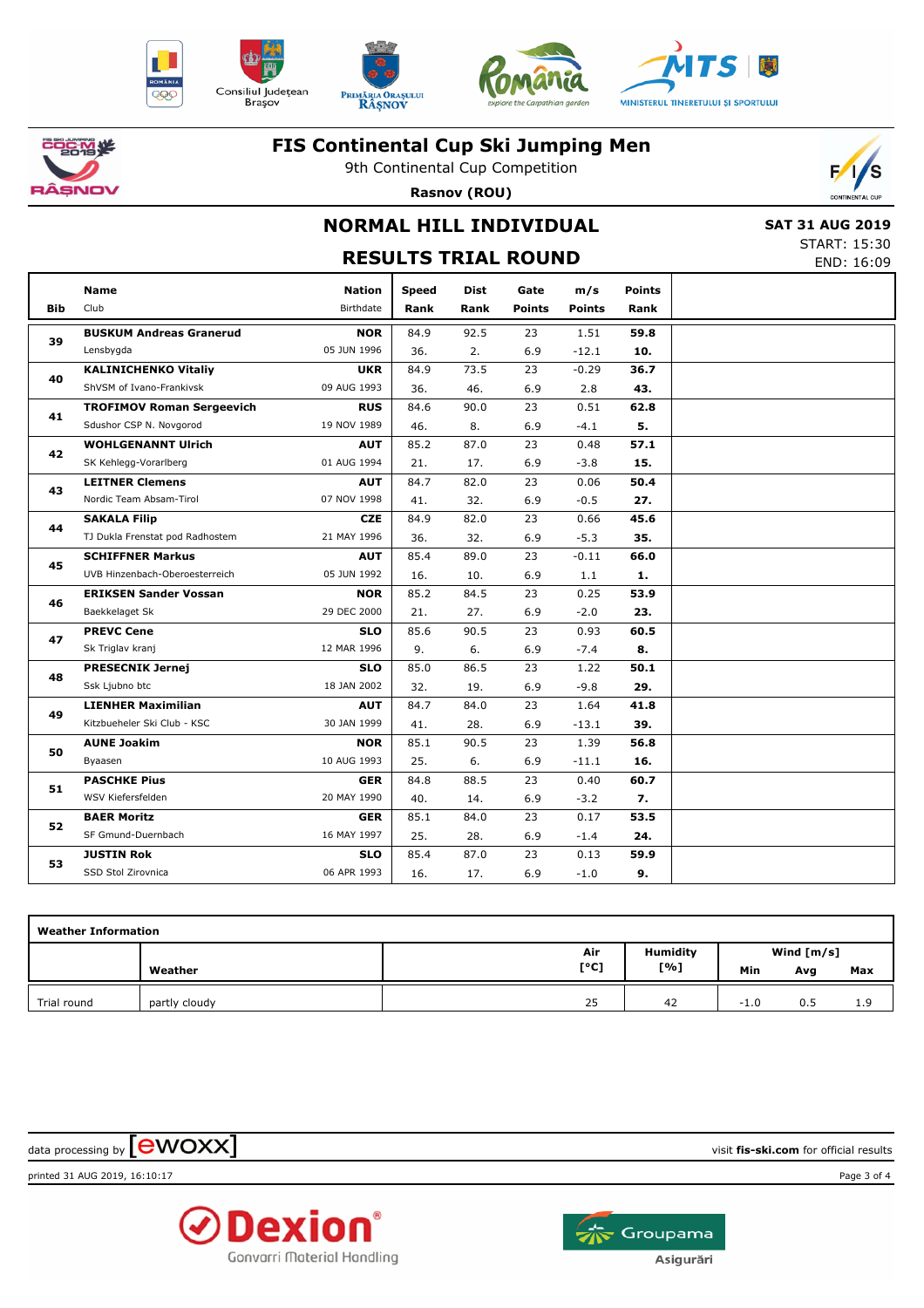# FIS Continental Cup Ski Jumping Men

9th Continental Cup Competition

**Rasnov (ROU)**

## NORMAL HILL INDIVIDUAL

## RESULTS TRIAL ROUND

**SAT 31 AUG 2019**
START: 15:30
END: 16:09

| Bib | Name / Club | Nation / Birthdate | Speed / Rank | Dist / Rank | Gate / Points | m/s / Points | Points / Rank |
|---|---|---|---|---|---|---|---|
| 39 | **BUSKUM Andreas Granerud** / Lensbygda | **NOR** / 05 JUN 1996 | 84.9 / 36. | 92.5 / 2. | 23 / 6.9 | 1.51 / -12.1 | **59.8** / **10.** |
| 40 | **KALINICHENKO Vitaliy** / ShVSM of Ivano-Frankivsk | **UKR** / 09 AUG 1993 | 84.9 / 36. | 73.5 / 46. | 23 / 6.9 | -0.29 / 2.8 | **36.7** / **43.** |
| 41 | **TROFIMOV Roman Sergeevich** / Sdushor CSP N. Novgorod | **RUS** / 19 NOV 1989 | 84.6 / 46. | 90.0 / 8. | 23 / 6.9 | 0.51 / -4.1 | **62.8** / **5.** |
| 42 | **WOHLGENANNT Ulrich** / SK Kehlegg-Vorarlberg | **AUT** / 01 AUG 1994 | 85.2 / 21. | 87.0 / 17. | 23 / 6.9 | 0.48 / -3.8 | **57.1** / **15.** |
| 43 | **LEITNER Clemens** / Nordic Team Absam-Tirol | **AUT** / 07 NOV 1998 | 84.7 / 41. | 82.0 / 32. | 23 / 6.9 | 0.06 / -0.5 | **50.4** / **27.** |
| 44 | **SAKALA Filip** / TJ Dukla Frenstat pod Radhostem | **CZE** / 21 MAY 1996 | 84.9 / 36. | 82.0 / 32. | 23 / 6.9 | 0.66 / -5.3 | **45.6** / **35.** |
| 45 | **SCHIFFNER Markus** / UVB Hinzenbach-Oberoesterreich | **AUT** / 05 JUN 1992 | 85.4 / 16. | 89.0 / 10. | 23 / 6.9 | -0.11 / 1.1 | **66.0** / **1.** |
| 46 | **ERIKSEN Sander Vossan** / Baekkelaget Sk | **NOR** / 29 DEC 2000 | 85.2 / 21. | 84.5 / 27. | 23 / 6.9 | 0.25 / -2.0 | **53.9** / **23.** |
| 47 | **PREVC Cene** / Sk Triglav kranj | **SLO** / 12 MAR 1996 | 85.6 / 9. | 90.5 / 6. | 23 / 6.9 | 0.93 / -7.4 | **60.5** / **8.** |
| 48 | **PRESECNIK Jernej** / Ssk Ljubno btc | **SLO** / 18 JAN 2002 | 85.0 / 32. | 86.5 / 19. | 23 / 6.9 | 1.22 / -9.8 | **50.1** / **29.** |
| 49 | **LIENHER Maximilian** / Kitzbueheler Ski Club - KSC | **AUT** / 30 JAN 1999 | 84.7 / 41. | 84.0 / 28. | 23 / 6.9 | 1.64 / -13.1 | **41.8** / **39.** |
| 50 | **AUNE Joakim** / Byaasen | **NOR** / 10 AUG 1993 | 85.1 / 25. | 90.5 / 6. | 23 / 6.9 | 1.39 / -11.1 | **56.8** / **16.** |
| 51 | **PASCHKE Pius** / WSV Kiefersfelden | **GER** / 20 MAY 1990 | 84.8 / 40. | 88.5 / 14. | 23 / 6.9 | 0.40 / -3.2 | **60.7** / **7.** |
| 52 | **BAER Moritz** / SF Gmund-Duernbach | **GER** / 16 MAY 1997 | 85.1 / 25. | 84.0 / 28. | 23 / 6.9 | 0.17 / -1.4 | **53.5** / **24.** |
| 53 | **JUSTIN Rok** / SSD Stol Zirovnica | **SLO** / 06 APR 1993 | 85.4 / 16. | 87.0 / 17. | 23 / 6.9 | 0.13 / -1.0 | **59.9** / **9.** |

**Weather Information**

| | Weather | Air [°C] | Humidity [%] | Wind [m/s] Min | Avg | Max |
|---|---|---|---|---|---|---|
| Trial round | partly cloudy | 25 | 42 | -1.0 | 0.5 | 1.9 |

data processing by [ewoxx] visit **fis-ski.com** for official results

printed 31 AUG 2019, 16:10:17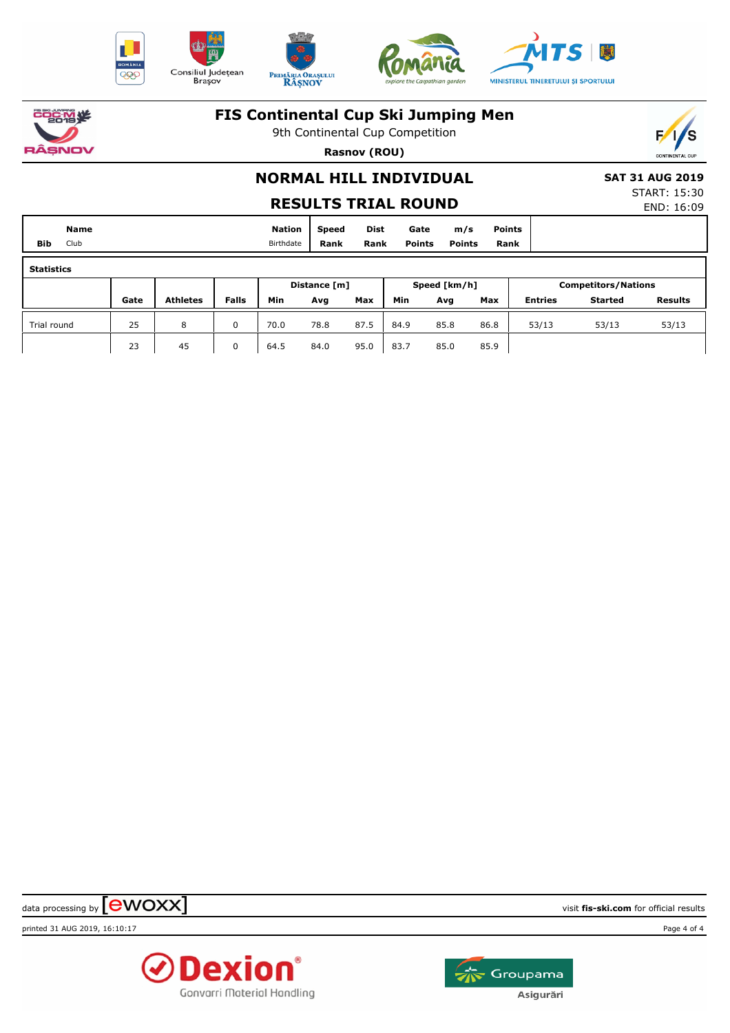# FIS Continental Cup Ski Jumping Men

9th Continental Cup Competition

**Rasnov (ROU)**

## NORMAL HILL INDIVIDUAL

## RESULTS TRIAL ROUND

**SAT 31 AUG 2019**
START: 15:30
END: 16:09

| Bib | Name / Club | Nation / Birthdate | Speed / Rank | Dist / Rank | Gate / Points | m/s / Points | Points / Rank |
|---|---|---|---|---|---|---|---|

**Statistics**

| | Gate | Athletes | Falls | Distance [m] | | | Speed [km/h] | | | Competitors/Nations | | |
|---|---|---|---|---|---|---|---|---|---|---|---|---|
| | | | | Min | Avg | Max | Min | Avg | Max | Entries | Started | Results |
| Trial round | 25 | 8 | 0 | 70.0 | 78.8 | 87.5 | 84.9 | 85.8 | 86.8 | 53/13 | 53/13 | 53/13 |
| | 23 | 45 | 0 | 64.5 | 84.0 | 95.0 | 83.7 | 85.0 | 85.9 | | | |

data processing by [ewoxx]

visit **fis-ski.com** for official results

printed 31 AUG 2019, 16:10:17